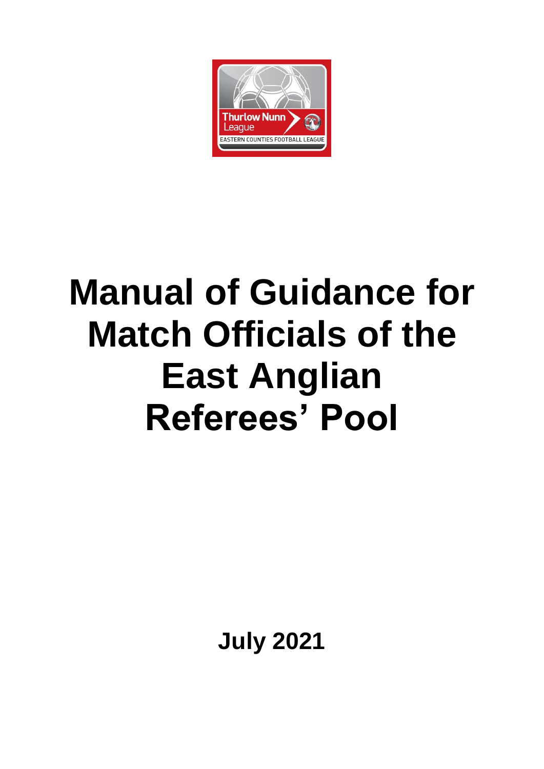# Manual of Guidance for Match Officials of the East Anglian Referees' Pool

**July 2021**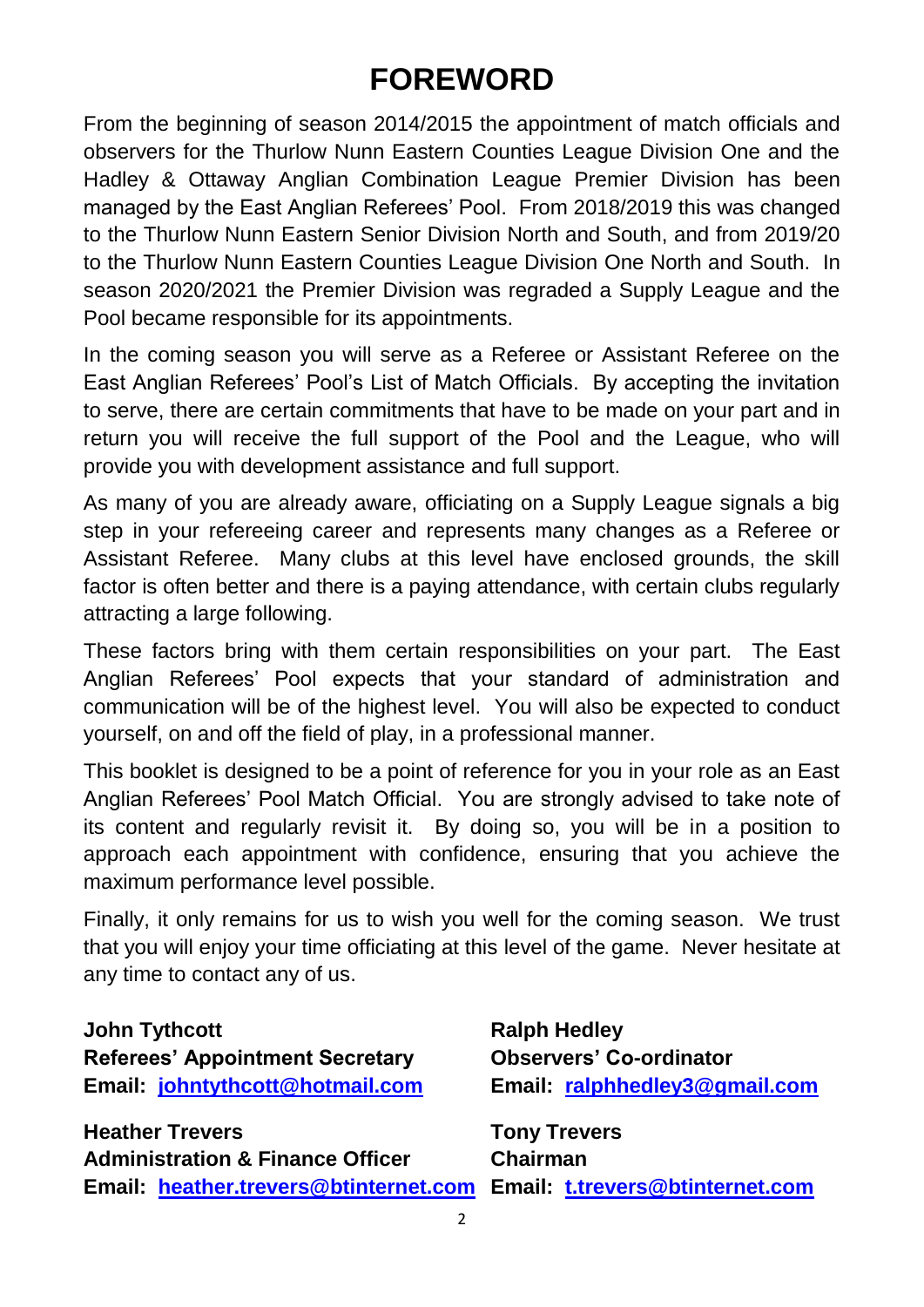# FOREWORD

From the beginning of season 2014/2015 the appointment of match officials and observers for the Thurlow Nunn Eastern Counties League Division One and the Hadley & Ottaway Anglian Combination League Premier Division has been managed by the East Anglian Referees' Pool. From 2018/2019 this was changed to the Thurlow Nunn Eastern Senior Division North and South, and from 2019/20 to the Thurlow Nunn Eastern Counties League Division One North and South. In season 2020/2021 the Premier Division was regraded a Supply League and the Pool became responsible for its appointments.

In the coming season you will serve as a Referee or Assistant Referee on the East Anglian Referees' Pool's List of Match Officials. By accepting the invitation to serve, there are certain commitments that have to be made on your part and in return you will receive the full support of the Pool and the League, who will provide you with development assistance and full support.

As many of you are already aware, officiating on a Supply League signals a big step in your refereeing career and represents many changes as a Referee or Assistant Referee. Many clubs at this level have enclosed grounds, the skill factor is often better and there is a paying attendance, with certain clubs regularly attracting a large following.

These factors bring with them certain responsibilities on your part. The East Anglian Referees' Pool expects that your standard of administration and communication will be of the highest level. You will also be expected to conduct yourself, on and off the field of play, in a professional manner.

This booklet is designed to be a point of reference for you in your role as an East Anglian Referees' Pool Match Official. You are strongly advised to take note of its content and regularly revisit it. By doing so, you will be in a position to approach each appointment with confidence, ensuring that you achieve the maximum performance level possible.

Finally, it only remains for us to wish you well for the coming season. We trust that you will enjoy your time officiating at this level of the game. Never hesitate at any time to contact any of us.

**John Tythcott**
**Referees' Appointment Secretary**
**Email: johntythcott@hotmail.com**

**Ralph Hedley**
**Observers' Co-ordinator**
**Email: ralphhedley3@gmail.com**

**Heather Trevers**
**Administration & Finance Officer**
**Email: heather.trevers@btinternet.com**

**Tony Trevers**
**Chairman**
**Email: t.trevers@btinternet.com**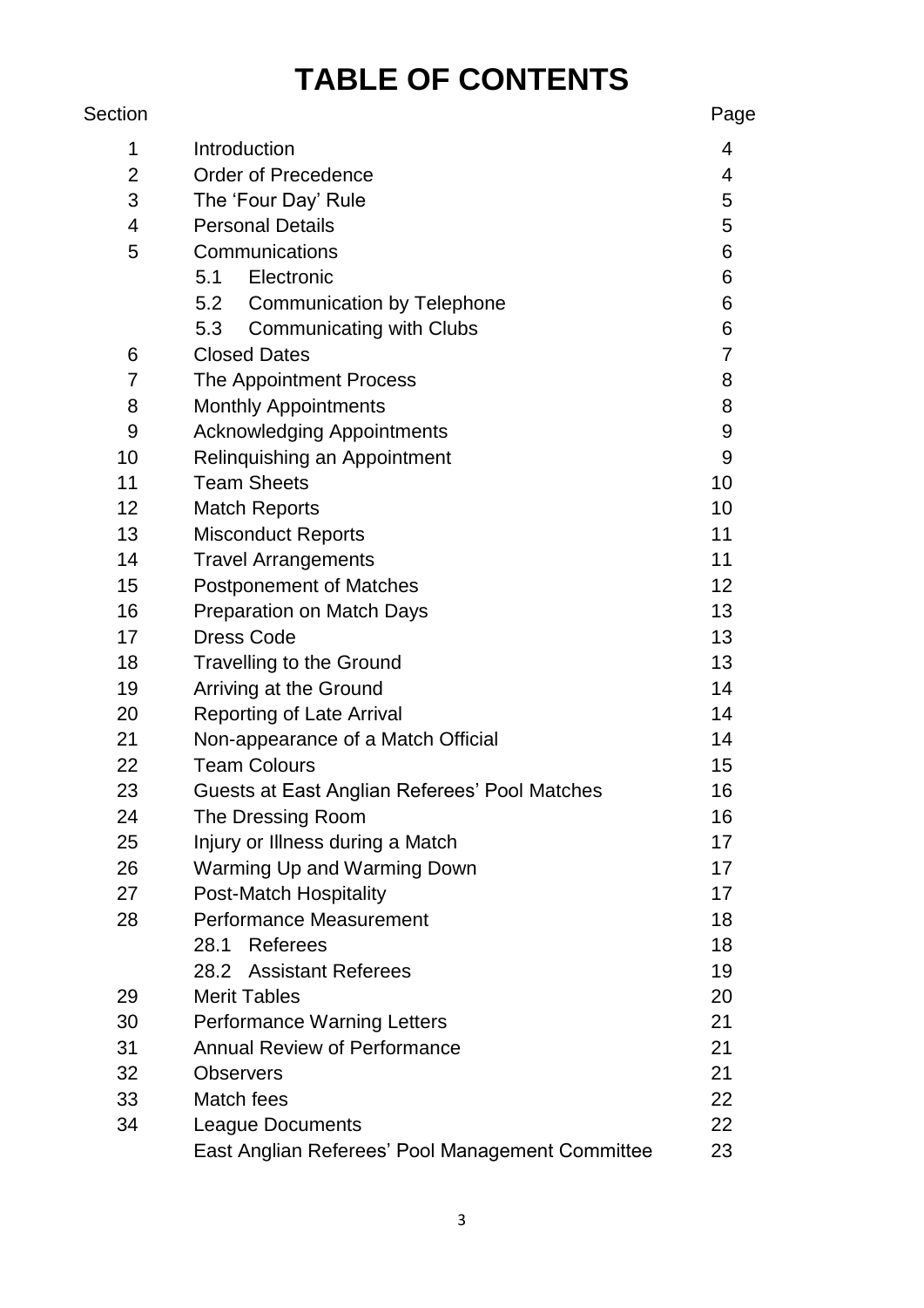# TABLE OF CONTENTS

| Section | | Page |
|---|---|---|
| 1 | Introduction | 4 |
| 2 | Order of Precedence | 4 |
| 3 | The 'Four Day' Rule | 5 |
| 4 | Personal Details | 5 |
| 5 | Communications | 6 |
| | 5.1 Electronic | 6 |
| | 5.2 Communication by Telephone | 6 |
| | 5.3 Communicating with Clubs | 6 |
| 6 | Closed Dates | 7 |
| 7 | The Appointment Process | 8 |
| 8 | Monthly Appointments | 8 |
| 9 | Acknowledging Appointments | 9 |
| 10 | Relinquishing an Appointment | 9 |
| 11 | Team Sheets | 10 |
| 12 | Match Reports | 10 |
| 13 | Misconduct Reports | 11 |
| 14 | Travel Arrangements | 11 |
| 15 | Postponement of Matches | 12 |
| 16 | Preparation on Match Days | 13 |
| 17 | Dress Code | 13 |
| 18 | Travelling to the Ground | 13 |
| 19 | Arriving at the Ground | 14 |
| 20 | Reporting of Late Arrival | 14 |
| 21 | Non-appearance of a Match Official | 14 |
| 22 | Team Colours | 15 |
| 23 | Guests at East Anglian Referees' Pool Matches | 16 |
| 24 | The Dressing Room | 16 |
| 25 | Injury or Illness during a Match | 17 |
| 26 | Warming Up and Warming Down | 17 |
| 27 | Post-Match Hospitality | 17 |
| 28 | Performance Measurement | 18 |
| | 28.1 Referees | 18 |
| | 28.2 Assistant Referees | 19 |
| 29 | Merit Tables | 20 |
| 30 | Performance Warning Letters | 21 |
| 31 | Annual Review of Performance | 21 |
| 32 | Observers | 21 |
| 33 | Match fees | 22 |
| 34 | League Documents | 22 |
| | East Anglian Referees' Pool Management Committee | 23 |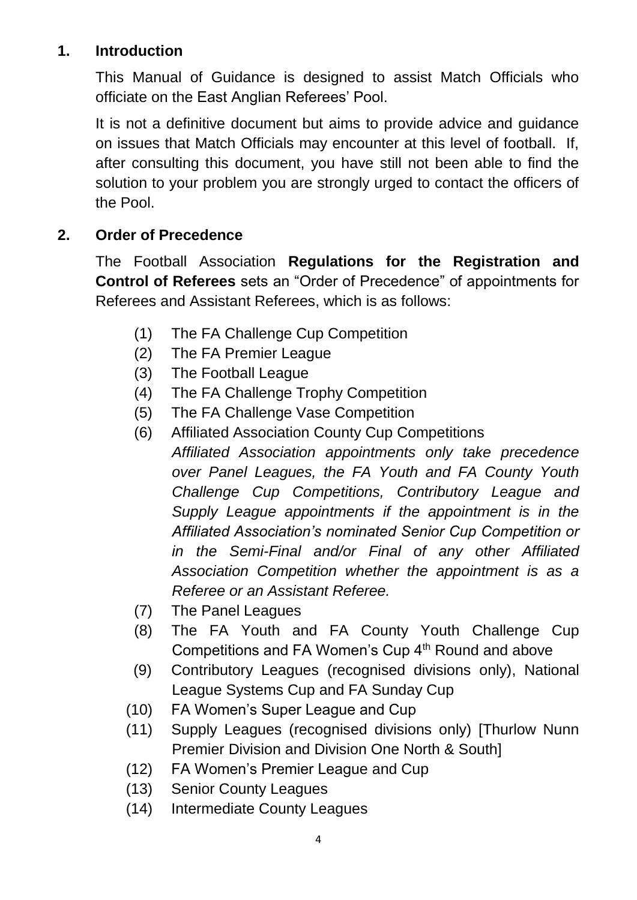## 1. Introduction

This Manual of Guidance is designed to assist Match Officials who officiate on the East Anglian Referees' Pool.

It is not a definitive document but aims to provide advice and guidance on issues that Match Officials may encounter at this level of football. If, after consulting this document, you have still not been able to find the solution to your problem you are strongly urged to contact the officers of the Pool.

## 2. Order of Precedence

The Football Association **Regulations for the Registration and Control of Referees** sets an "Order of Precedence" of appointments for Referees and Assistant Referees, which is as follows:

(1) The FA Challenge Cup Competition

(2) The FA Premier League

(3) The Football League

(4) The FA Challenge Trophy Competition

(5) The FA Challenge Vase Competition

(6) Affiliated Association County Cup Competitions
*Affiliated Association appointments only take precedence over Panel Leagues, the FA Youth and FA County Youth Challenge Cup Competitions, Contributory League and Supply League appointments if the appointment is in the Affiliated Association's nominated Senior Cup Competition or in the Semi-Final and/or Final of any other Affiliated Association Competition whether the appointment is as a Referee or an Assistant Referee.*

(7) The Panel Leagues

(8) The FA Youth and FA County Youth Challenge Cup Competitions and FA Women's Cup 4th Round and above

(9) Contributory Leagues (recognised divisions only), National League Systems Cup and FA Sunday Cup

(10) FA Women's Super League and Cup

(11) Supply Leagues (recognised divisions only) [Thurlow Nunn Premier Division and Division One North & South]

(12) FA Women's Premier League and Cup

(13) Senior County Leagues

(14) Intermediate County Leagues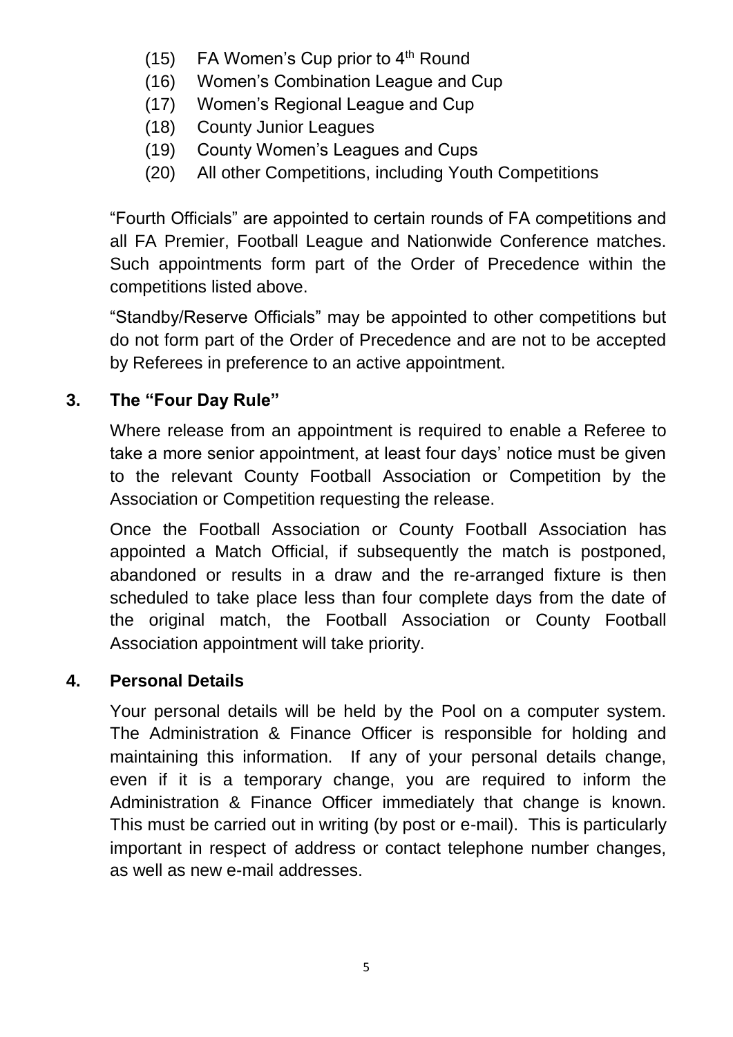(15) FA Women's Cup prior to 4th Round
(16) Women's Combination League and Cup
(17) Women's Regional League and Cup
(18) County Junior Leagues
(19) County Women's Leagues and Cups
(20) All other Competitions, including Youth Competitions

"Fourth Officials" are appointed to certain rounds of FA competitions and all FA Premier, Football League and Nationwide Conference matches. Such appointments form part of the Order of Precedence within the competitions listed above.

"Standby/Reserve Officials" may be appointed to other competitions but do not form part of the Order of Precedence and are not to be accepted by Referees in preference to an active appointment.

## 3. The "Four Day Rule"

Where release from an appointment is required to enable a Referee to take a more senior appointment, at least four days' notice must be given to the relevant County Football Association or Competition by the Association or Competition requesting the release.

Once the Football Association or County Football Association has appointed a Match Official, if subsequently the match is postponed, abandoned or results in a draw and the re-arranged fixture is then scheduled to take place less than four complete days from the date of the original match, the Football Association or County Football Association appointment will take priority.

## 4. Personal Details

Your personal details will be held by the Pool on a computer system. The Administration & Finance Officer is responsible for holding and maintaining this information. If any of your personal details change, even if it is a temporary change, you are required to inform the Administration & Finance Officer immediately that change is known. This must be carried out in writing (by post or e-mail). This is particularly important in respect of address or contact telephone number changes, as well as new e-mail addresses.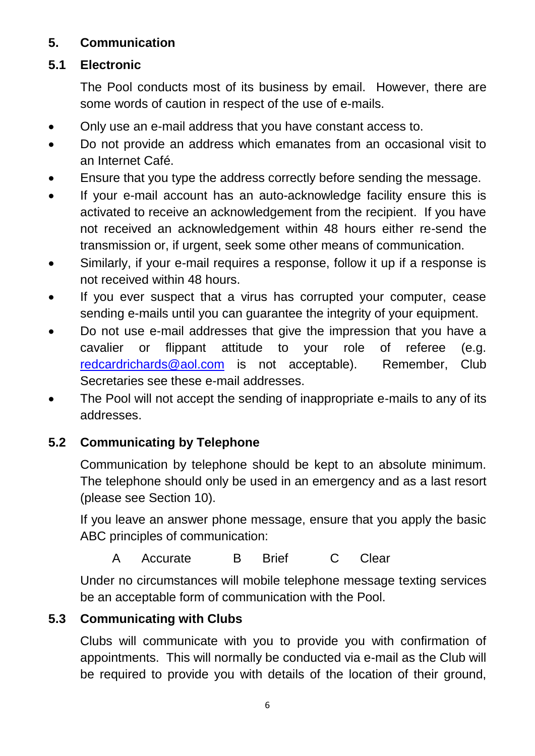## 5. Communication

### 5.1 Electronic

The Pool conducts most of its business by email. However, there are some words of caution in respect of the use of e-mails.

- Only use an e-mail address that you have constant access to.
- Do not provide an address which emanates from an occasional visit to an Internet Café.
- Ensure that you type the address correctly before sending the message.
- If your e-mail account has an auto-acknowledge facility ensure this is activated to receive an acknowledgement from the recipient. If you have not received an acknowledgement within 48 hours either re-send the transmission or, if urgent, seek some other means of communication.
- Similarly, if your e-mail requires a response, follow it up if a response is not received within 48 hours.
- If you ever suspect that a virus has corrupted your computer, cease sending e-mails until you can guarantee the integrity of your equipment.
- Do not use e-mail addresses that give the impression that you have a cavalier or flippant attitude to your role of referee (e.g. redcardrichards@aol.com is not acceptable). Remember, Club Secretaries see these e-mail addresses.
- The Pool will not accept the sending of inappropriate e-mails to any of its addresses.

### 5.2 Communicating by Telephone

Communication by telephone should be kept to an absolute minimum. The telephone should only be used in an emergency and as a last resort (please see Section 10).

If you leave an answer phone message, ensure that you apply the basic ABC principles of communication:

A Accurate B Brief C Clear

Under no circumstances will mobile telephone message texting services be an acceptable form of communication with the Pool.

### 5.3 Communicating with Clubs

Clubs will communicate with you to provide you with confirmation of appointments. This will normally be conducted via e-mail as the Club will be required to provide you with details of the location of their ground,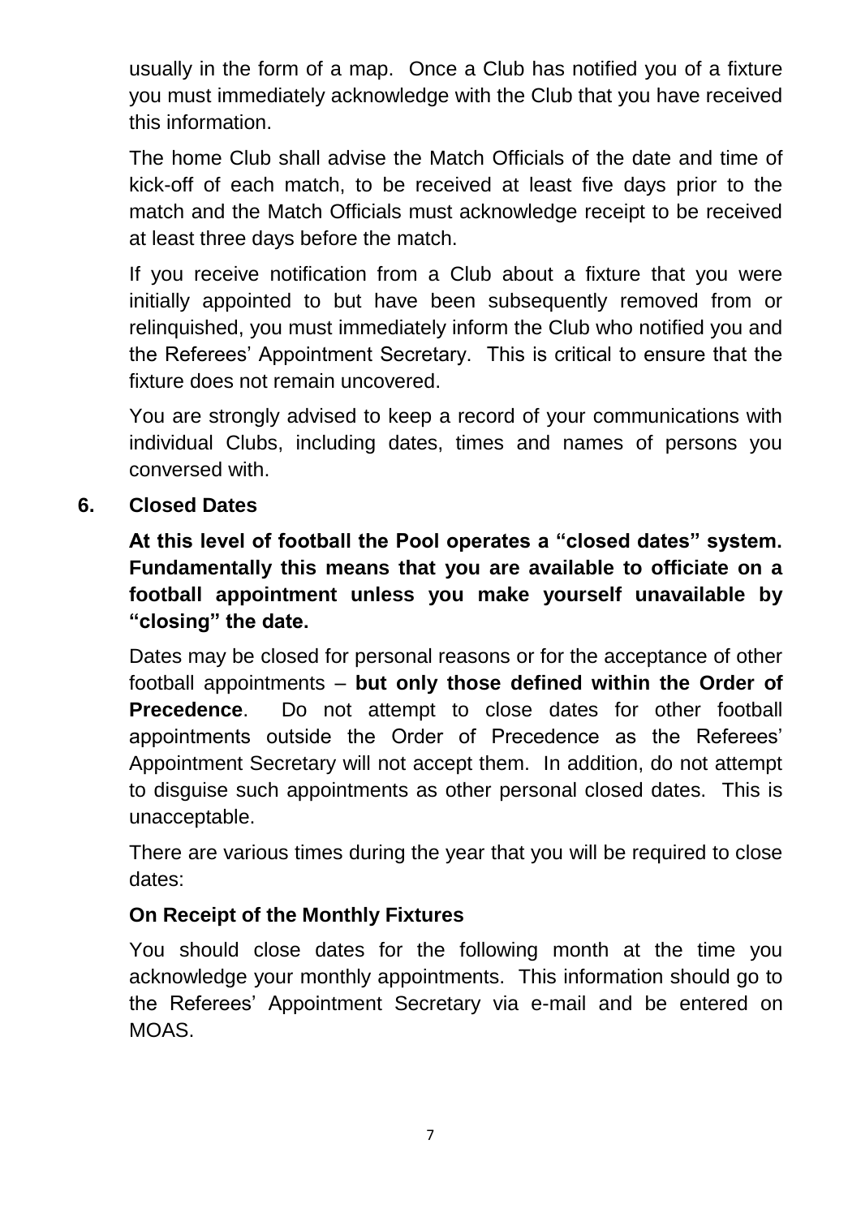usually in the form of a map. Once a Club has notified you of a fixture you must immediately acknowledge with the Club that you have received this information.

The home Club shall advise the Match Officials of the date and time of kick-off of each match, to be received at least five days prior to the match and the Match Officials must acknowledge receipt to be received at least three days before the match.

If you receive notification from a Club about a fixture that you were initially appointed to but have been subsequently removed from or relinquished, you must immediately inform the Club who notified you and the Referees' Appointment Secretary. This is critical to ensure that the fixture does not remain uncovered.

You are strongly advised to keep a record of your communications with individual Clubs, including dates, times and names of persons you conversed with.

## 6. Closed Dates

**At this level of football the Pool operates a "closed dates" system. Fundamentally this means that you are available to officiate on a football appointment unless you make yourself unavailable by "closing" the date.**

Dates may be closed for personal reasons or for the acceptance of other football appointments – **but only those defined within the Order of Precedence**. Do not attempt to close dates for other football appointments outside the Order of Precedence as the Referees' Appointment Secretary will not accept them. In addition, do not attempt to disguise such appointments as other personal closed dates. This is unacceptable.

There are various times during the year that you will be required to close dates:

### On Receipt of the Monthly Fixtures

You should close dates for the following month at the time you acknowledge your monthly appointments. This information should go to the Referees' Appointment Secretary via e-mail and be entered on MOAS.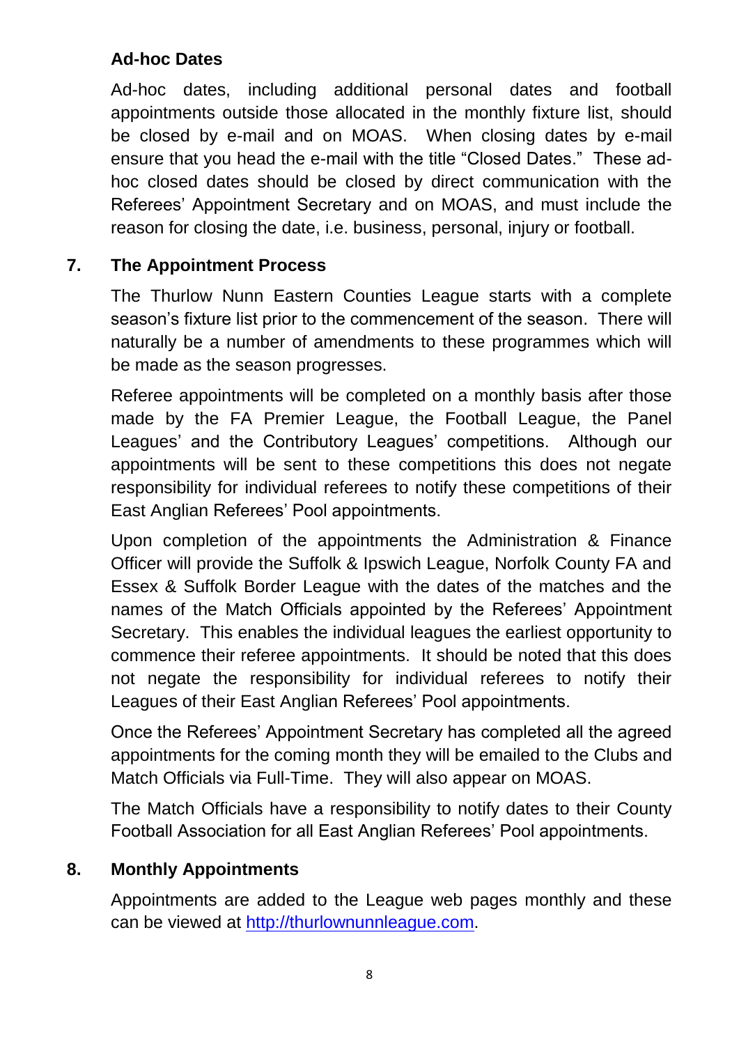### Ad-hoc Dates

Ad-hoc dates, including additional personal dates and football appointments outside those allocated in the monthly fixture list, should be closed by e-mail and on MOAS. When closing dates by e-mail ensure that you head the e-mail with the title "Closed Dates." These ad-hoc closed dates should be closed by direct communication with the Referees' Appointment Secretary and on MOAS, and must include the reason for closing the date, i.e. business, personal, injury or football.

## 7. The Appointment Process

The Thurlow Nunn Eastern Counties League starts with a complete season's fixture list prior to the commencement of the season. There will naturally be a number of amendments to these programmes which will be made as the season progresses.

Referee appointments will be completed on a monthly basis after those made by the FA Premier League, the Football League, the Panel Leagues' and the Contributory Leagues' competitions. Although our appointments will be sent to these competitions this does not negate responsibility for individual referees to notify these competitions of their East Anglian Referees' Pool appointments.

Upon completion of the appointments the Administration & Finance Officer will provide the Suffolk & Ipswich League, Norfolk County FA and Essex & Suffolk Border League with the dates of the matches and the names of the Match Officials appointed by the Referees' Appointment Secretary. This enables the individual leagues the earliest opportunity to commence their referee appointments. It should be noted that this does not negate the responsibility for individual referees to notify their Leagues of their East Anglian Referees' Pool appointments.

Once the Referees' Appointment Secretary has completed all the agreed appointments for the coming month they will be emailed to the Clubs and Match Officials via Full-Time. They will also appear on MOAS.

The Match Officials have a responsibility to notify dates to their County Football Association for all East Anglian Referees' Pool appointments.

## 8. Monthly Appointments

Appointments are added to the League web pages monthly and these can be viewed at [http://thurlownunnleague.com](http://thurlownunnleague.com).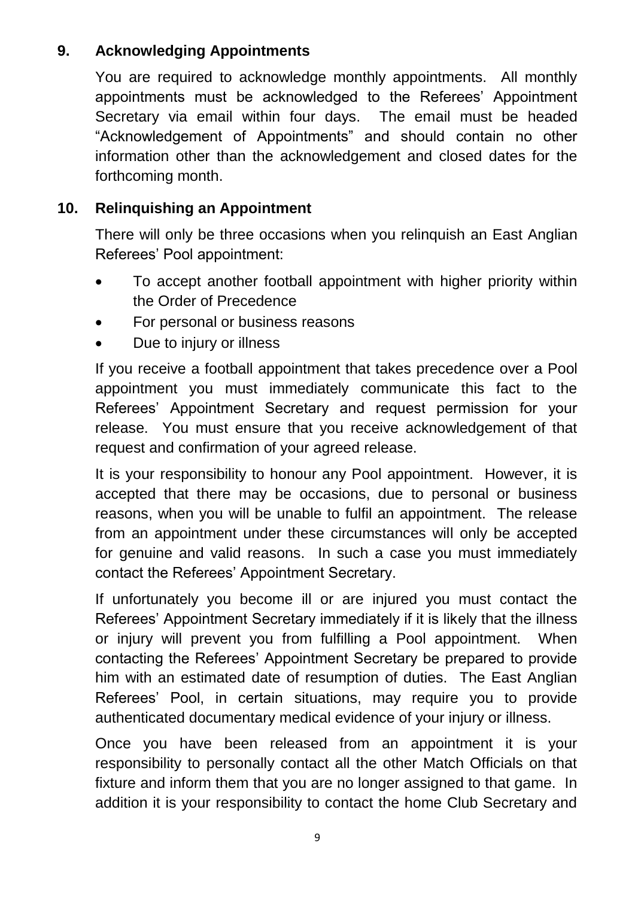## 9. Acknowledging Appointments

You are required to acknowledge monthly appointments. All monthly appointments must be acknowledged to the Referees' Appointment Secretary via email within four days. The email must be headed "Acknowledgement of Appointments" and should contain no other information other than the acknowledgement and closed dates for the forthcoming month.

## 10. Relinquishing an Appointment

There will only be three occasions when you relinquish an East Anglian Referees' Pool appointment:

- To accept another football appointment with higher priority within the Order of Precedence
- For personal or business reasons
- Due to injury or illness

If you receive a football appointment that takes precedence over a Pool appointment you must immediately communicate this fact to the Referees' Appointment Secretary and request permission for your release. You must ensure that you receive acknowledgement of that request and confirmation of your agreed release.

It is your responsibility to honour any Pool appointment. However, it is accepted that there may be occasions, due to personal or business reasons, when you will be unable to fulfil an appointment. The release from an appointment under these circumstances will only be accepted for genuine and valid reasons. In such a case you must immediately contact the Referees' Appointment Secretary.

If unfortunately you become ill or are injured you must contact the Referees' Appointment Secretary immediately if it is likely that the illness or injury will prevent you from fulfilling a Pool appointment. When contacting the Referees' Appointment Secretary be prepared to provide him with an estimated date of resumption of duties. The East Anglian Referees' Pool, in certain situations, may require you to provide authenticated documentary medical evidence of your injury or illness.

Once you have been released from an appointment it is your responsibility to personally contact all the other Match Officials on that fixture and inform them that you are no longer assigned to that game. In addition it is your responsibility to contact the home Club Secretary and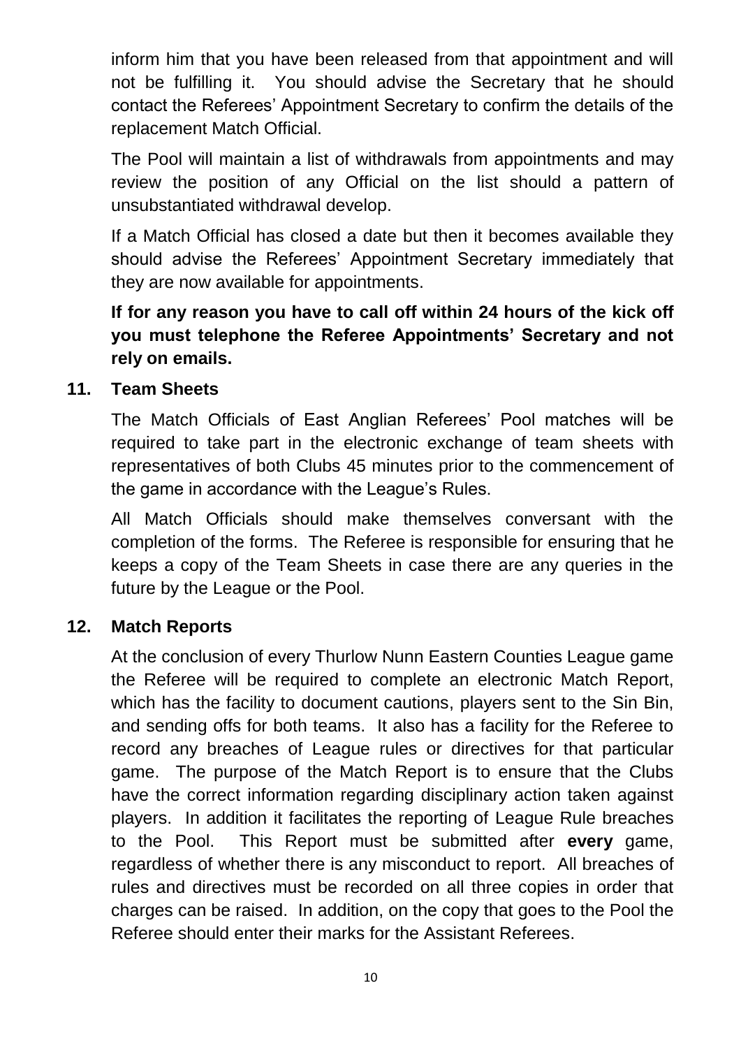inform him that you have been released from that appointment and will not be fulfilling it. You should advise the Secretary that he should contact the Referees' Appointment Secretary to confirm the details of the replacement Match Official.

The Pool will maintain a list of withdrawals from appointments and may review the position of any Official on the list should a pattern of unsubstantiated withdrawal develop.

If a Match Official has closed a date but then it becomes available they should advise the Referees' Appointment Secretary immediately that they are now available for appointments.

**If for any reason you have to call off within 24 hours of the kick off you must telephone the Referee Appointments' Secretary and not rely on emails.**

## 11. Team Sheets

The Match Officials of East Anglian Referees' Pool matches will be required to take part in the electronic exchange of team sheets with representatives of both Clubs 45 minutes prior to the commencement of the game in accordance with the League's Rules.

All Match Officials should make themselves conversant with the completion of the forms. The Referee is responsible for ensuring that he keeps a copy of the Team Sheets in case there are any queries in the future by the League or the Pool.

## 12. Match Reports

At the conclusion of every Thurlow Nunn Eastern Counties League game the Referee will be required to complete an electronic Match Report, which has the facility to document cautions, players sent to the Sin Bin, and sending offs for both teams. It also has a facility for the Referee to record any breaches of League rules or directives for that particular game. The purpose of the Match Report is to ensure that the Clubs have the correct information regarding disciplinary action taken against players. In addition it facilitates the reporting of League Rule breaches to the Pool. This Report must be submitted after **every** game, regardless of whether there is any misconduct to report. All breaches of rules and directives must be recorded on all three copies in order that charges can be raised. In addition, on the copy that goes to the Pool the Referee should enter their marks for the Assistant Referees.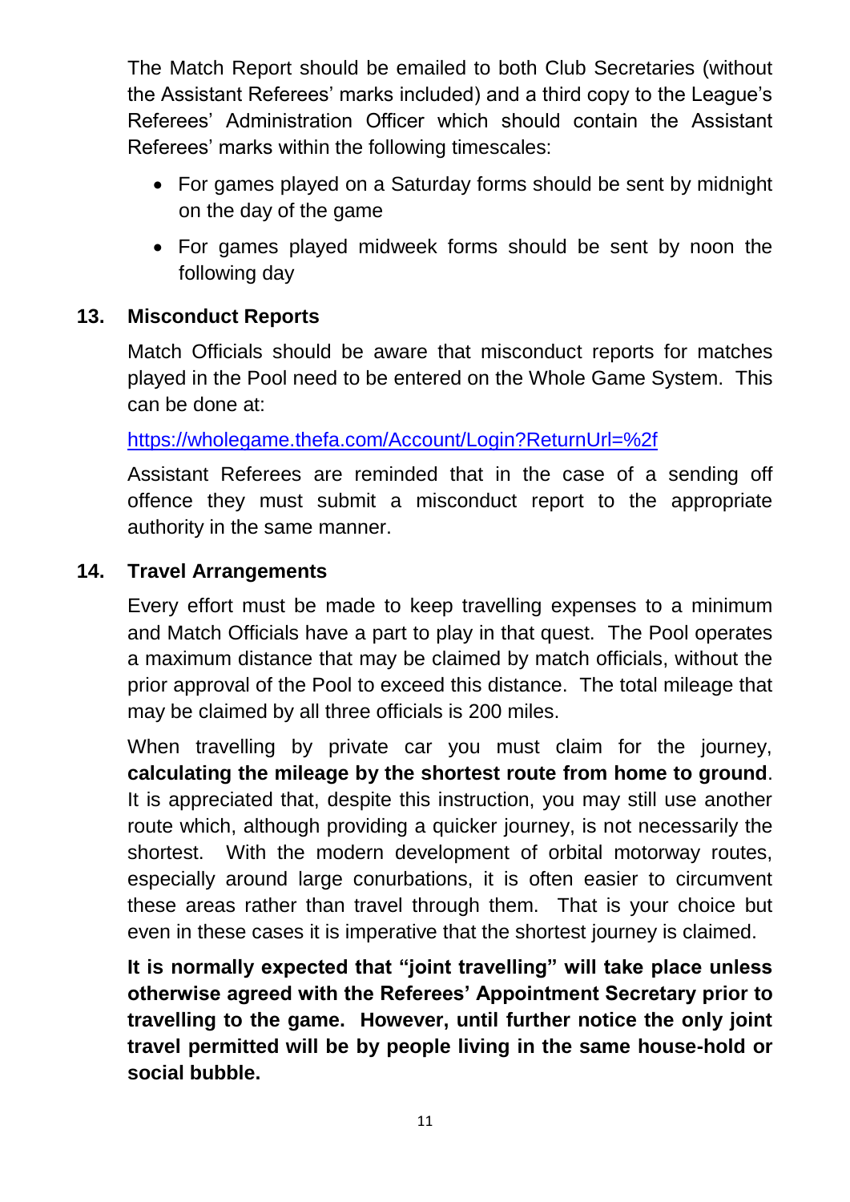The Match Report should be emailed to both Club Secretaries (without the Assistant Referees' marks included) and a third copy to the League's Referees' Administration Officer which should contain the Assistant Referees' marks within the following timescales:

- For games played on a Saturday forms should be sent by midnight on the day of the game
- For games played midweek forms should be sent by noon the following day

## 13. Misconduct Reports

Match Officials should be aware that misconduct reports for matches played in the Pool need to be entered on the Whole Game System. This can be done at:

[https://wholegame.thefa.com/Account/Login?ReturnUrl=%2f](https://wholegame.thefa.com/Account/Login?ReturnUrl=%2f)

Assistant Referees are reminded that in the case of a sending off offence they must submit a misconduct report to the appropriate authority in the same manner.

## 14. Travel Arrangements

Every effort must be made to keep travelling expenses to a minimum and Match Officials have a part to play in that quest. The Pool operates a maximum distance that may be claimed by match officials, without the prior approval of the Pool to exceed this distance. The total mileage that may be claimed by all three officials is 200 miles.

When travelling by private car you must claim for the journey, **calculating the mileage by the shortest route from home to ground**. It is appreciated that, despite this instruction, you may still use another route which, although providing a quicker journey, is not necessarily the shortest. With the modern development of orbital motorway routes, especially around large conurbations, it is often easier to circumvent these areas rather than travel through them. That is your choice but even in these cases it is imperative that the shortest journey is claimed.

**It is normally expected that "joint travelling" will take place unless otherwise agreed with the Referees' Appointment Secretary prior to travelling to the game. However, until further notice the only joint travel permitted will be by people living in the same house-hold or social bubble.**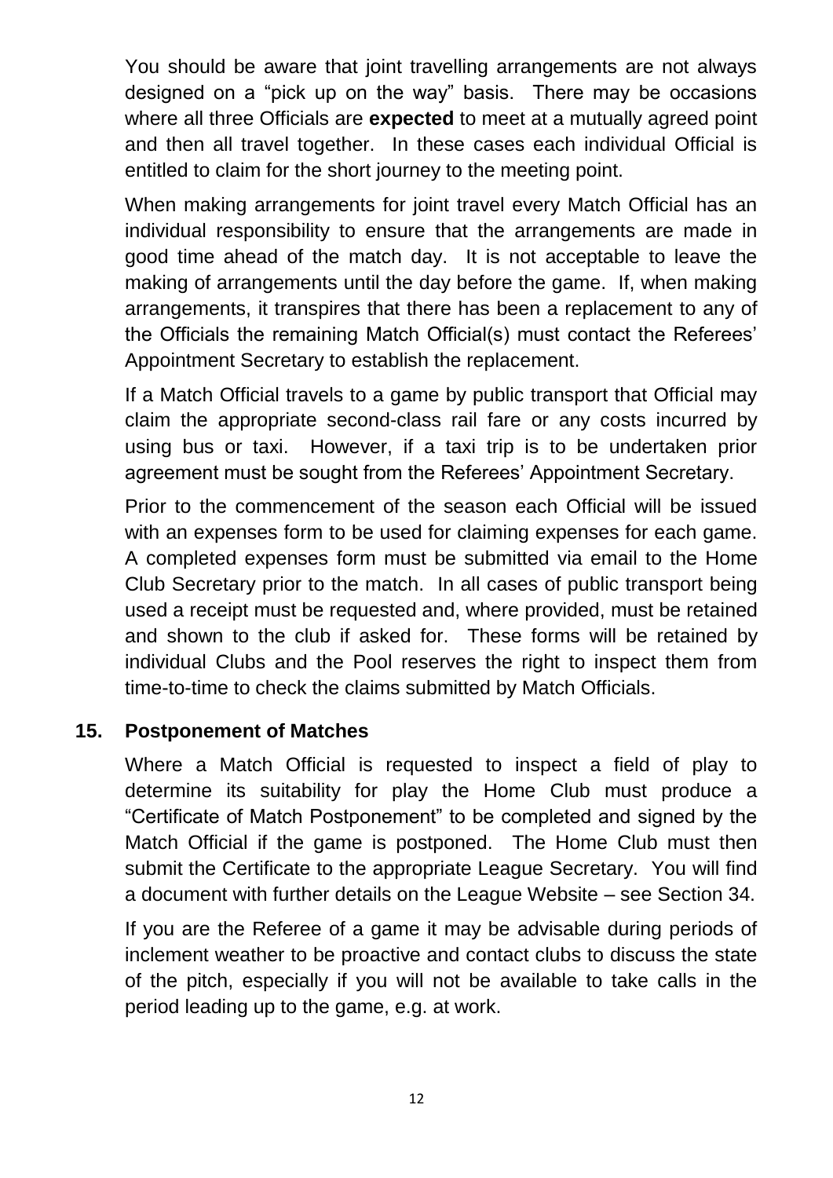You should be aware that joint travelling arrangements are not always designed on a "pick up on the way" basis. There may be occasions where all three Officials are **expected** to meet at a mutually agreed point and then all travel together. In these cases each individual Official is entitled to claim for the short journey to the meeting point.

When making arrangements for joint travel every Match Official has an individual responsibility to ensure that the arrangements are made in good time ahead of the match day. It is not acceptable to leave the making of arrangements until the day before the game. If, when making arrangements, it transpires that there has been a replacement to any of the Officials the remaining Match Official(s) must contact the Referees' Appointment Secretary to establish the replacement.

If a Match Official travels to a game by public transport that Official may claim the appropriate second-class rail fare or any costs incurred by using bus or taxi. However, if a taxi trip is to be undertaken prior agreement must be sought from the Referees' Appointment Secretary.

Prior to the commencement of the season each Official will be issued with an expenses form to be used for claiming expenses for each game. A completed expenses form must be submitted via email to the Home Club Secretary prior to the match. In all cases of public transport being used a receipt must be requested and, where provided, must be retained and shown to the club if asked for. These forms will be retained by individual Clubs and the Pool reserves the right to inspect them from time-to-time to check the claims submitted by Match Officials.

## 15. Postponement of Matches

Where a Match Official is requested to inspect a field of play to determine its suitability for play the Home Club must produce a "Certificate of Match Postponement" to be completed and signed by the Match Official if the game is postponed. The Home Club must then submit the Certificate to the appropriate League Secretary. You will find a document with further details on the League Website – see Section 34.

If you are the Referee of a game it may be advisable during periods of inclement weather to be proactive and contact clubs to discuss the state of the pitch, especially if you will not be available to take calls in the period leading up to the game, e.g. at work.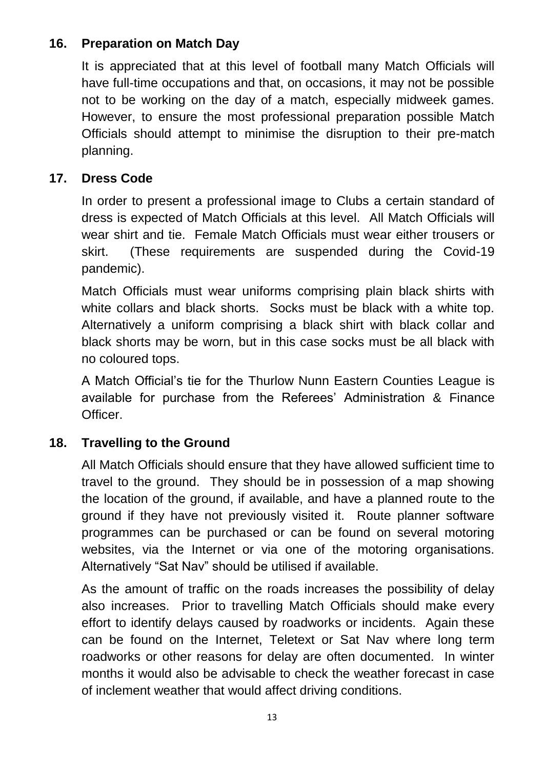## 16. Preparation on Match Day

It is appreciated that at this level of football many Match Officials will have full-time occupations and that, on occasions, it may not be possible not to be working on the day of a match, especially midweek games. However, to ensure the most professional preparation possible Match Officials should attempt to minimise the disruption to their pre-match planning.

## 17. Dress Code

In order to present a professional image to Clubs a certain standard of dress is expected of Match Officials at this level. All Match Officials will wear shirt and tie. Female Match Officials must wear either trousers or skirt. (These requirements are suspended during the Covid-19 pandemic).

Match Officials must wear uniforms comprising plain black shirts with white collars and black shorts. Socks must be black with a white top. Alternatively a uniform comprising a black shirt with black collar and black shorts may be worn, but in this case socks must be all black with no coloured tops.

A Match Official's tie for the Thurlow Nunn Eastern Counties League is available for purchase from the Referees' Administration & Finance Officer.

## 18. Travelling to the Ground

All Match Officials should ensure that they have allowed sufficient time to travel to the ground. They should be in possession of a map showing the location of the ground, if available, and have a planned route to the ground if they have not previously visited it. Route planner software programmes can be purchased or can be found on several motoring websites, via the Internet or via one of the motoring organisations. Alternatively "Sat Nav" should be utilised if available.

As the amount of traffic on the roads increases the possibility of delay also increases. Prior to travelling Match Officials should make every effort to identify delays caused by roadworks or incidents. Again these can be found on the Internet, Teletext or Sat Nav where long term roadworks or other reasons for delay are often documented. In winter months it would also be advisable to check the weather forecast in case of inclement weather that would affect driving conditions.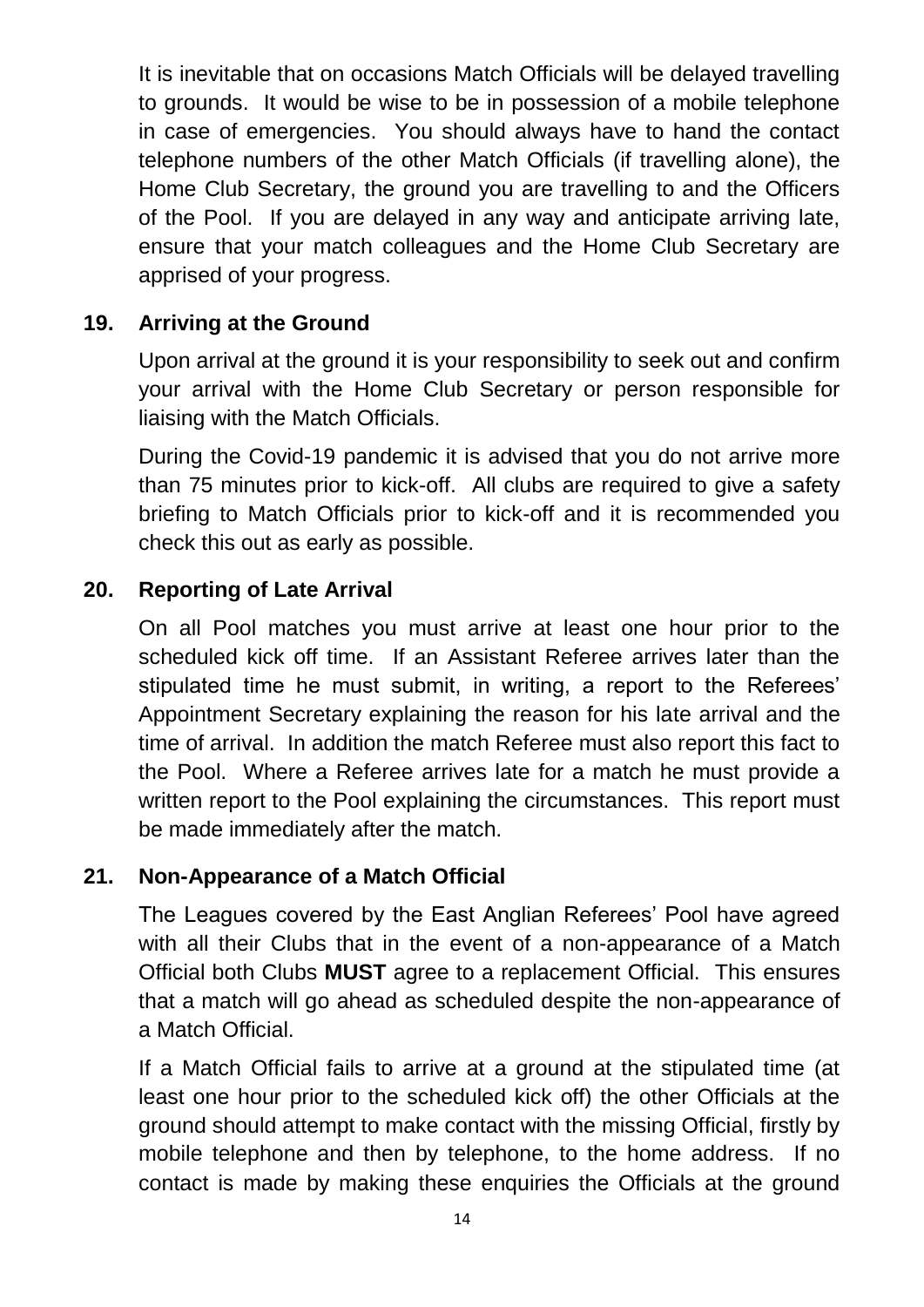It is inevitable that on occasions Match Officials will be delayed travelling to grounds. It would be wise to be in possession of a mobile telephone in case of emergencies. You should always have to hand the contact telephone numbers of the other Match Officials (if travelling alone), the Home Club Secretary, the ground you are travelling to and the Officers of the Pool. If you are delayed in any way and anticipate arriving late, ensure that your match colleagues and the Home Club Secretary are apprised of your progress.

## 19. Arriving at the Ground

Upon arrival at the ground it is your responsibility to seek out and confirm your arrival with the Home Club Secretary or person responsible for liaising with the Match Officials.

During the Covid-19 pandemic it is advised that you do not arrive more than 75 minutes prior to kick-off. All clubs are required to give a safety briefing to Match Officials prior to kick-off and it is recommended you check this out as early as possible.

## 20. Reporting of Late Arrival

On all Pool matches you must arrive at least one hour prior to the scheduled kick off time. If an Assistant Referee arrives later than the stipulated time he must submit, in writing, a report to the Referees' Appointment Secretary explaining the reason for his late arrival and the time of arrival. In addition the match Referee must also report this fact to the Pool. Where a Referee arrives late for a match he must provide a written report to the Pool explaining the circumstances. This report must be made immediately after the match.

## 21. Non-Appearance of a Match Official

The Leagues covered by the East Anglian Referees' Pool have agreed with all their Clubs that in the event of a non-appearance of a Match Official both Clubs **MUST** agree to a replacement Official. This ensures that a match will go ahead as scheduled despite the non-appearance of a Match Official.

If a Match Official fails to arrive at a ground at the stipulated time (at least one hour prior to the scheduled kick off) the other Officials at the ground should attempt to make contact with the missing Official, firstly by mobile telephone and then by telephone, to the home address. If no contact is made by making these enquiries the Officials at the ground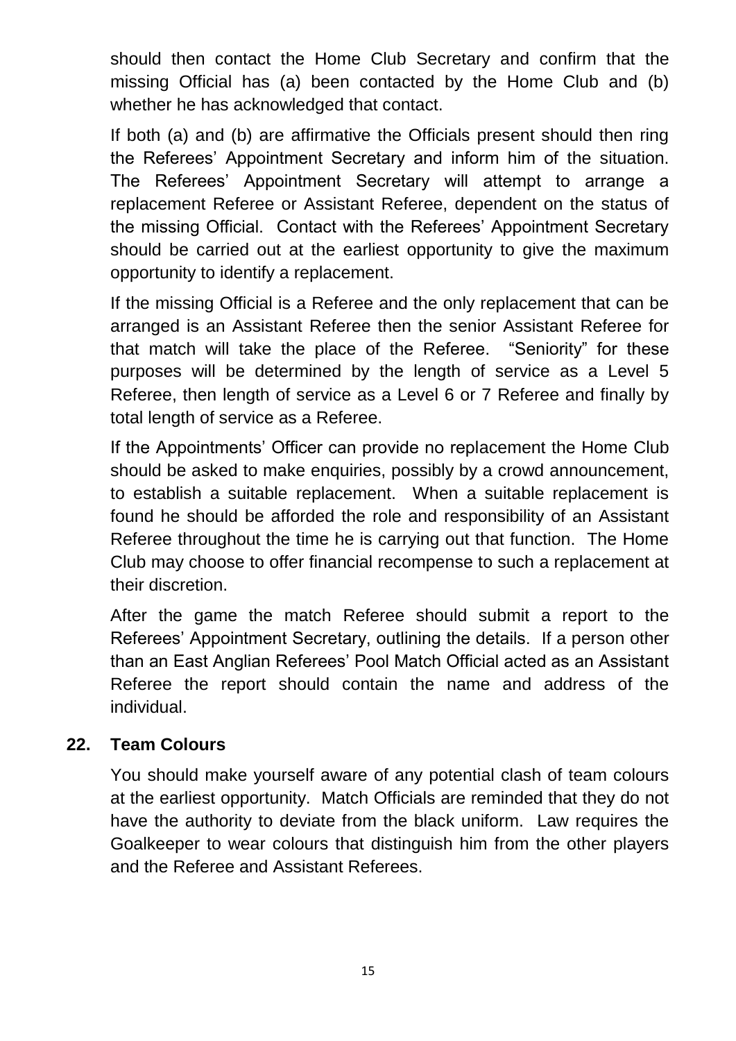should then contact the Home Club Secretary and confirm that the missing Official has (a) been contacted by the Home Club and (b) whether he has acknowledged that contact.

If both (a) and (b) are affirmative the Officials present should then ring the Referees' Appointment Secretary and inform him of the situation. The Referees' Appointment Secretary will attempt to arrange a replacement Referee or Assistant Referee, dependent on the status of the missing Official. Contact with the Referees' Appointment Secretary should be carried out at the earliest opportunity to give the maximum opportunity to identify a replacement.

If the missing Official is a Referee and the only replacement that can be arranged is an Assistant Referee then the senior Assistant Referee for that match will take the place of the Referee. "Seniority" for these purposes will be determined by the length of service as a Level 5 Referee, then length of service as a Level 6 or 7 Referee and finally by total length of service as a Referee.

If the Appointments' Officer can provide no replacement the Home Club should be asked to make enquiries, possibly by a crowd announcement, to establish a suitable replacement. When a suitable replacement is found he should be afforded the role and responsibility of an Assistant Referee throughout the time he is carrying out that function. The Home Club may choose to offer financial recompense to such a replacement at their discretion.

After the game the match Referee should submit a report to the Referees' Appointment Secretary, outlining the details. If a person other than an East Anglian Referees' Pool Match Official acted as an Assistant Referee the report should contain the name and address of the individual.

## 22. Team Colours

You should make yourself aware of any potential clash of team colours at the earliest opportunity. Match Officials are reminded that they do not have the authority to deviate from the black uniform. Law requires the Goalkeeper to wear colours that distinguish him from the other players and the Referee and Assistant Referees.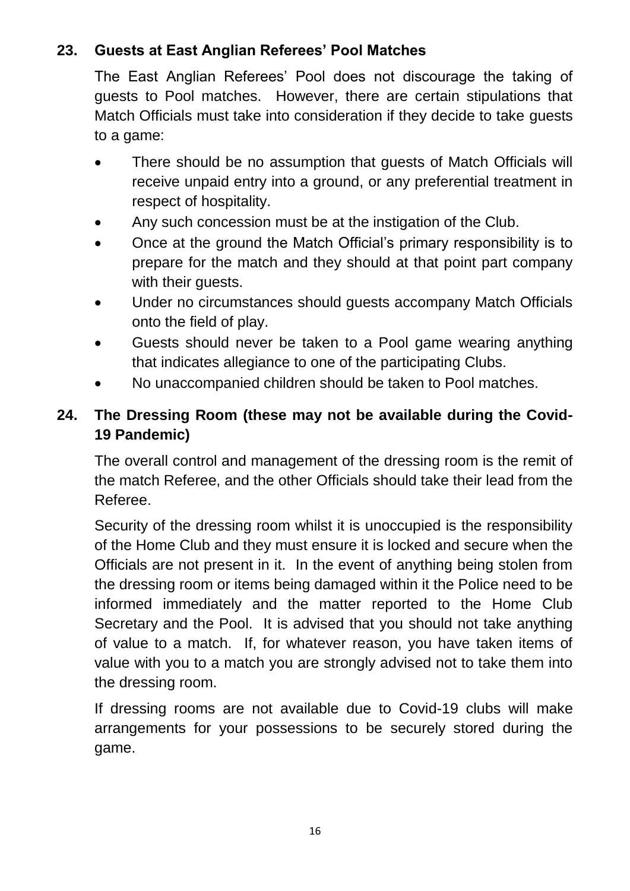## 23. Guests at East Anglian Referees' Pool Matches

The East Anglian Referees' Pool does not discourage the taking of guests to Pool matches. However, there are certain stipulations that Match Officials must take into consideration if they decide to take guests to a game:

- There should be no assumption that guests of Match Officials will receive unpaid entry into a ground, or any preferential treatment in respect of hospitality.
- Any such concession must be at the instigation of the Club.
- Once at the ground the Match Official's primary responsibility is to prepare for the match and they should at that point part company with their guests.
- Under no circumstances should guests accompany Match Officials onto the field of play.
- Guests should never be taken to a Pool game wearing anything that indicates allegiance to one of the participating Clubs.
- No unaccompanied children should be taken to Pool matches.

## 24. The Dressing Room (these may not be available during the Covid-19 Pandemic)

The overall control and management of the dressing room is the remit of the match Referee, and the other Officials should take their lead from the Referee.

Security of the dressing room whilst it is unoccupied is the responsibility of the Home Club and they must ensure it is locked and secure when the Officials are not present in it. In the event of anything being stolen from the dressing room or items being damaged within it the Police need to be informed immediately and the matter reported to the Home Club Secretary and the Pool. It is advised that you should not take anything of value to a match. If, for whatever reason, you have taken items of value with you to a match you are strongly advised not to take them into the dressing room.

If dressing rooms are not available due to Covid-19 clubs will make arrangements for your possessions to be securely stored during the game.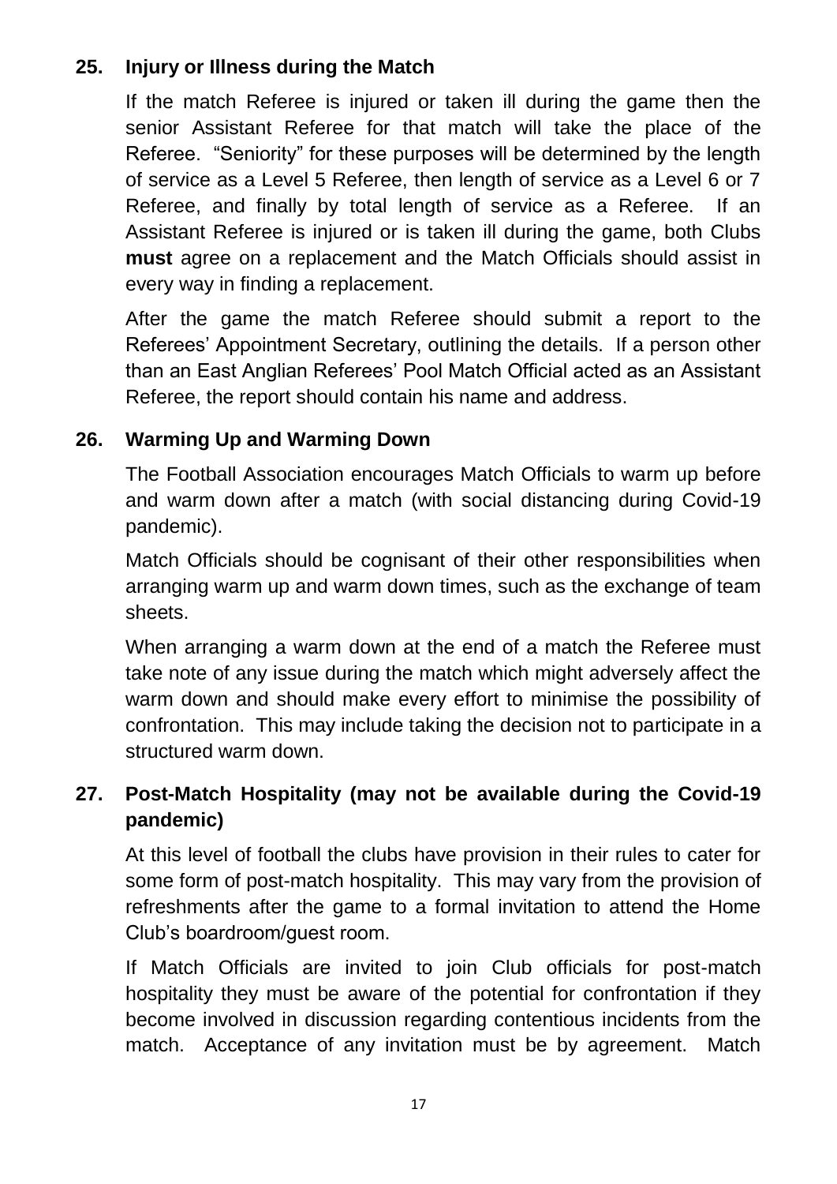## 25. Injury or Illness during the Match

If the match Referee is injured or taken ill during the game then the senior Assistant Referee for that match will take the place of the Referee. "Seniority" for these purposes will be determined by the length of service as a Level 5 Referee, then length of service as a Level 6 or 7 Referee, and finally by total length of service as a Referee. If an Assistant Referee is injured or is taken ill during the game, both Clubs **must** agree on a replacement and the Match Officials should assist in every way in finding a replacement.

After the game the match Referee should submit a report to the Referees' Appointment Secretary, outlining the details. If a person other than an East Anglian Referees' Pool Match Official acted as an Assistant Referee, the report should contain his name and address.

## 26. Warming Up and Warming Down

The Football Association encourages Match Officials to warm up before and warm down after a match (with social distancing during Covid-19 pandemic).

Match Officials should be cognisant of their other responsibilities when arranging warm up and warm down times, such as the exchange of team sheets.

When arranging a warm down at the end of a match the Referee must take note of any issue during the match which might adversely affect the warm down and should make every effort to minimise the possibility of confrontation. This may include taking the decision not to participate in a structured warm down.

## 27. Post-Match Hospitality (may not be available during the Covid-19 pandemic)

At this level of football the clubs have provision in their rules to cater for some form of post-match hospitality. This may vary from the provision of refreshments after the game to a formal invitation to attend the Home Club's boardroom/guest room.

If Match Officials are invited to join Club officials for post-match hospitality they must be aware of the potential for confrontation if they become involved in discussion regarding contentious incidents from the match. Acceptance of any invitation must be by agreement. Match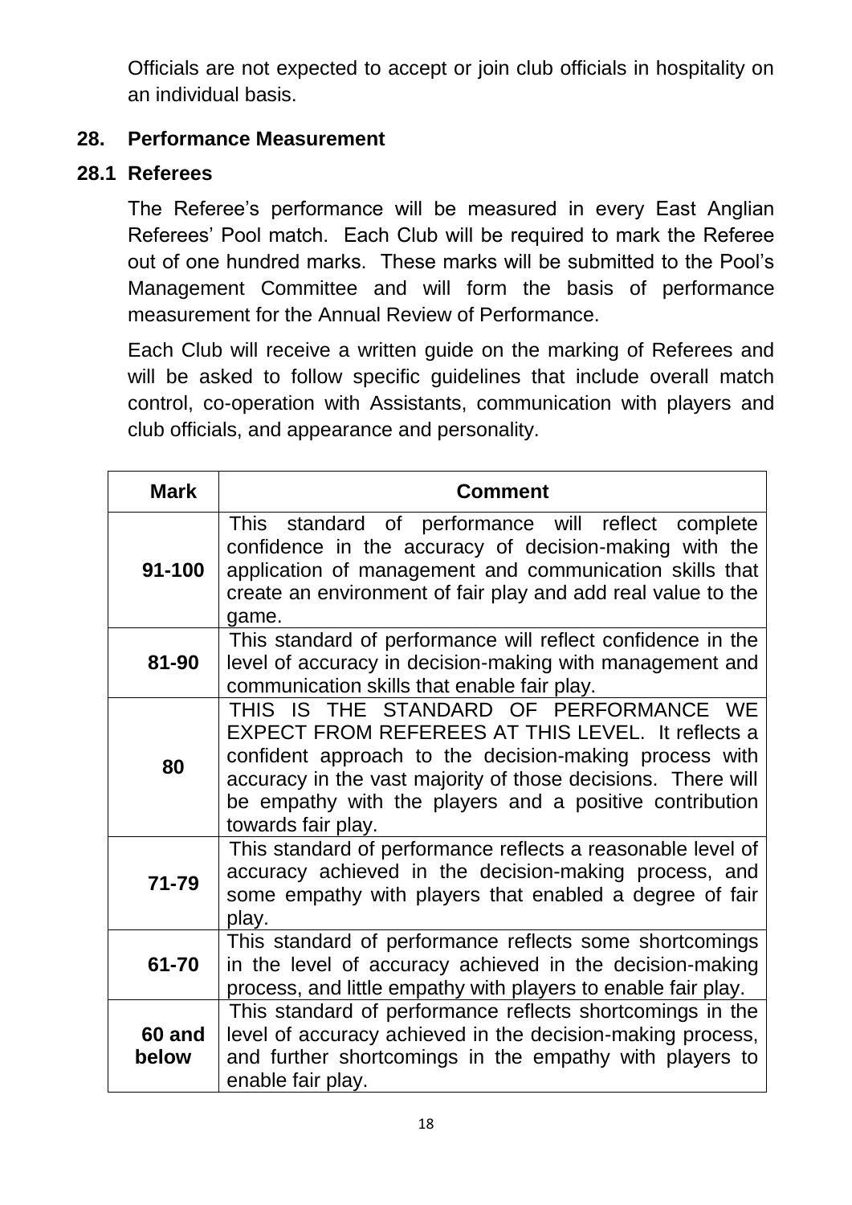Officials are not expected to accept or join club officials in hospitality on an individual basis.

## 28. Performance Measurement

### 28.1 Referees

The Referee's performance will be measured in every East Anglian Referees' Pool match. Each Club will be required to mark the Referee out of one hundred marks. These marks will be submitted to the Pool's Management Committee and will form the basis of performance measurement for the Annual Review of Performance.

Each Club will receive a written guide on the marking of Referees and will be asked to follow specific guidelines that include overall match control, co-operation with Assistants, communication with players and club officials, and appearance and personality.

| Mark | Comment |
|---|---|
| **91-100** | This standard of performance will reflect complete confidence in the accuracy of decision-making with the application of management and communication skills that create an environment of fair play and add real value to the game. |
| **81-90** | This standard of performance will reflect confidence in the level of accuracy in decision-making with management and communication skills that enable fair play. |
| **80** | THIS IS THE STANDARD OF PERFORMANCE WE EXPECT FROM REFEREES AT THIS LEVEL. It reflects a confident approach to the decision-making process with accuracy in the vast majority of those decisions. There will be empathy with the players and a positive contribution towards fair play. |
| **71-79** | This standard of performance reflects a reasonable level of accuracy achieved in the decision-making process, and some empathy with players that enabled a degree of fair play. |
| **61-70** | This standard of performance reflects some shortcomings in the level of accuracy achieved in the decision-making process, and little empathy with players to enable fair play. |
| **60 and below** | This standard of performance reflects shortcomings in the level of accuracy achieved in the decision-making process, and further shortcomings in the empathy with players to enable fair play. |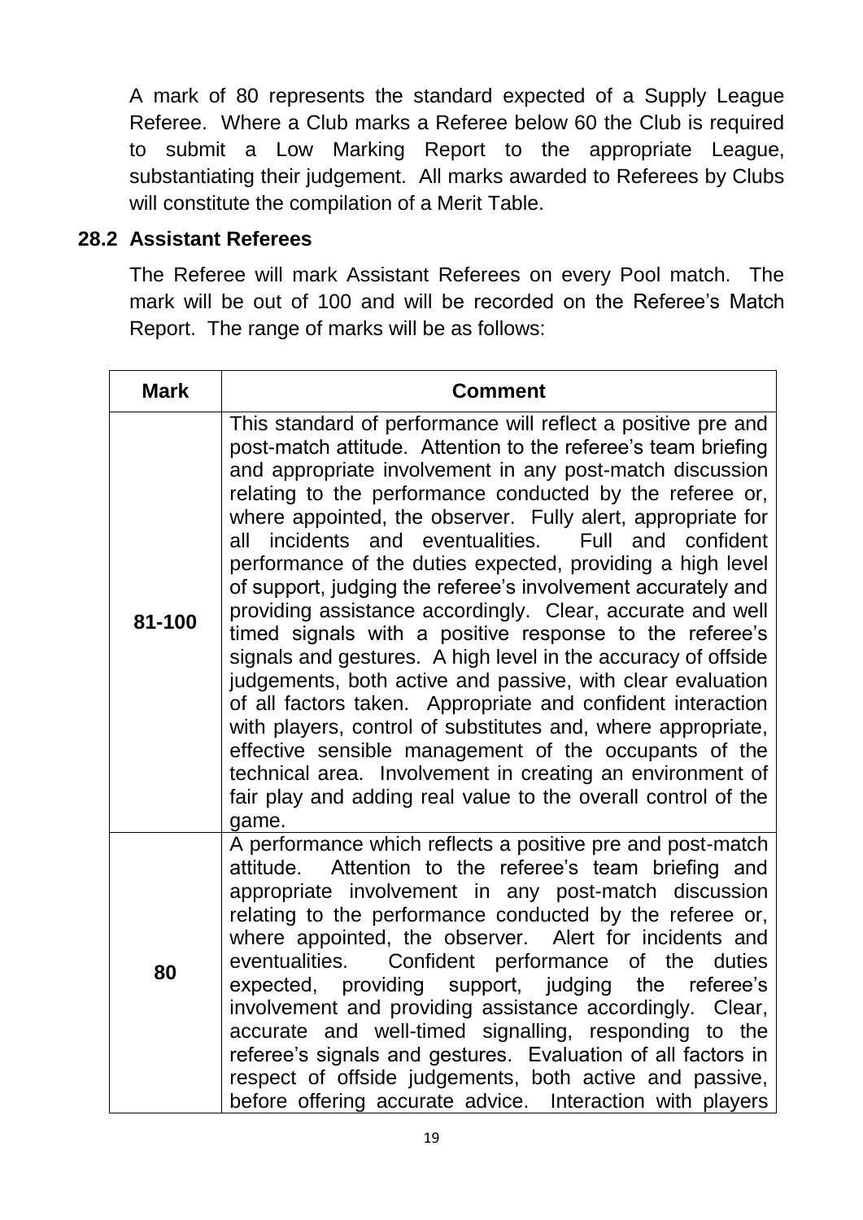A mark of 80 represents the standard expected of a Supply League Referee. Where a Club marks a Referee below 60 the Club is required to submit a Low Marking Report to the appropriate League, substantiating their judgement. All marks awarded to Referees by Clubs will constitute the compilation of a Merit Table.

### 28.2 Assistant Referees

The Referee will mark Assistant Referees on every Pool match. The mark will be out of 100 and will be recorded on the Referee's Match Report. The range of marks will be as follows:

| Mark | Comment |
|---|---|
| **81-100** | This standard of performance will reflect a positive pre and post-match attitude. Attention to the referee's team briefing and appropriate involvement in any post-match discussion relating to the performance conducted by the referee or, where appointed, the observer. Fully alert, appropriate for all incidents and eventualities. Full and confident performance of the duties expected, providing a high level of support, judging the referee's involvement accurately and providing assistance accordingly. Clear, accurate and well timed signals with a positive response to the referee's signals and gestures. A high level in the accuracy of offside judgements, both active and passive, with clear evaluation of all factors taken. Appropriate and confident interaction with players, control of substitutes and, where appropriate, effective sensible management of the occupants of the technical area. Involvement in creating an environment of fair play and adding real value to the overall control of the game. |
| **80** | A performance which reflects a positive pre and post-match attitude. Attention to the referee's team briefing and appropriate involvement in any post-match discussion relating to the performance conducted by the referee or, where appointed, the observer. Alert for incidents and eventualities. Confident performance of the duties expected, providing support, judging the referee's involvement and providing assistance accordingly. Clear, accurate and well-timed signalling, responding to the referee's signals and gestures. Evaluation of all factors in respect of offside judgements, both active and passive, before offering accurate advice. Interaction with players |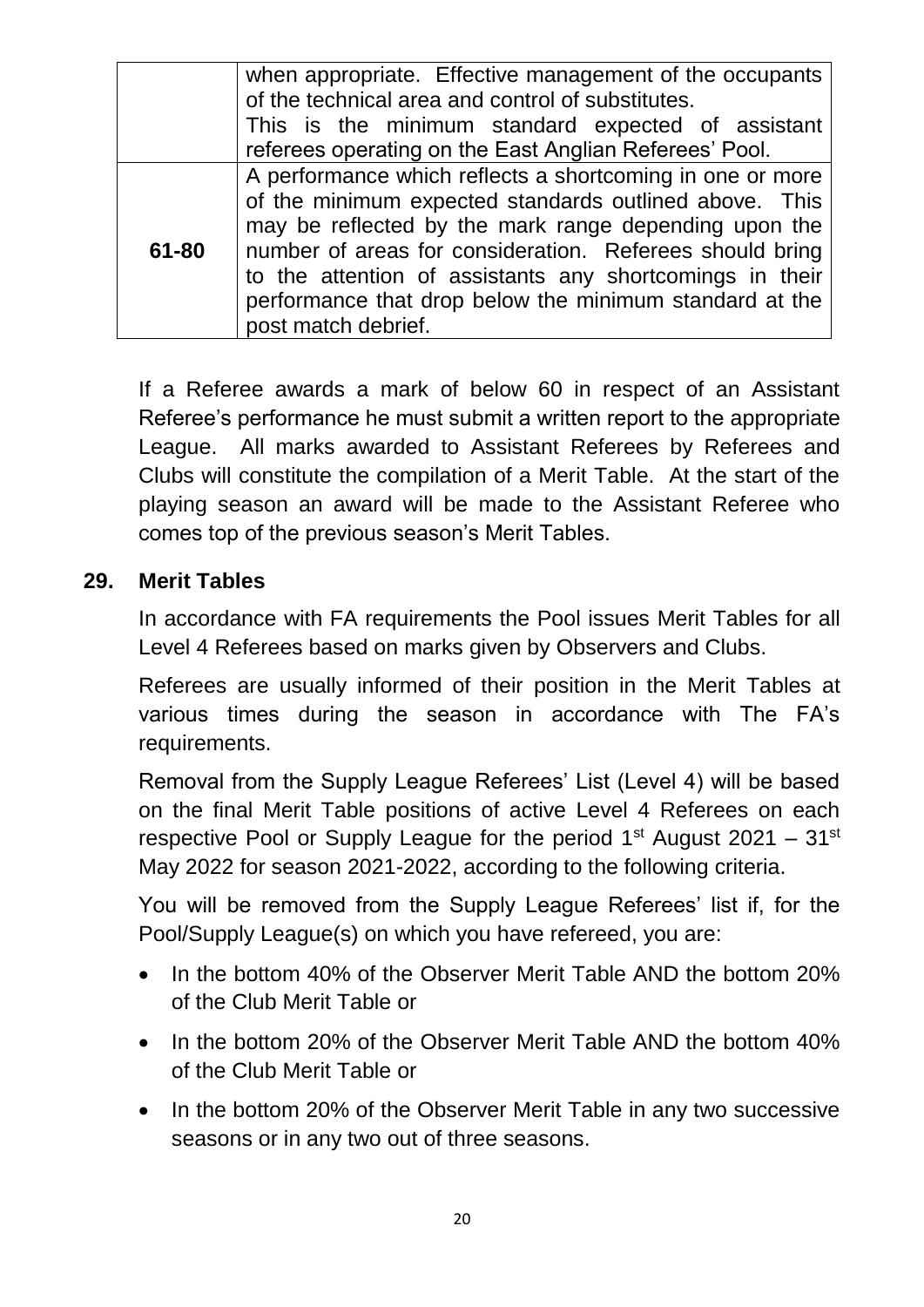| | |
|---|---|
| | when appropriate. Effective management of the occupants of the technical area and control of substitutes. This is the minimum standard expected of assistant referees operating on the East Anglian Referees' Pool. |
| **61-80** | A performance which reflects a shortcoming in one or more of the minimum expected standards outlined above. This may be reflected by the mark range depending upon the number of areas for consideration. Referees should bring to the attention of assistants any shortcomings in their performance that drop below the minimum standard at the post match debrief. |

If a Referee awards a mark of below 60 in respect of an Assistant Referee's performance he must submit a written report to the appropriate League. All marks awarded to Assistant Referees by Referees and Clubs will constitute the compilation of a Merit Table. At the start of the playing season an award will be made to the Assistant Referee who comes top of the previous season's Merit Tables.

## 29. Merit Tables

In accordance with FA requirements the Pool issues Merit Tables for all Level 4 Referees based on marks given by Observers and Clubs.

Referees are usually informed of their position in the Merit Tables at various times during the season in accordance with The FA's requirements.

Removal from the Supply League Referees' List (Level 4) will be based on the final Merit Table positions of active Level 4 Referees on each respective Pool or Supply League for the period 1st August 2021 – 31st May 2022 for season 2021-2022, according to the following criteria.

You will be removed from the Supply League Referees' list if, for the Pool/Supply League(s) on which you have refereed, you are:

- In the bottom 40% of the Observer Merit Table AND the bottom 20% of the Club Merit Table or
- In the bottom 20% of the Observer Merit Table AND the bottom 40% of the Club Merit Table or
- In the bottom 20% of the Observer Merit Table in any two successive seasons or in any two out of three seasons.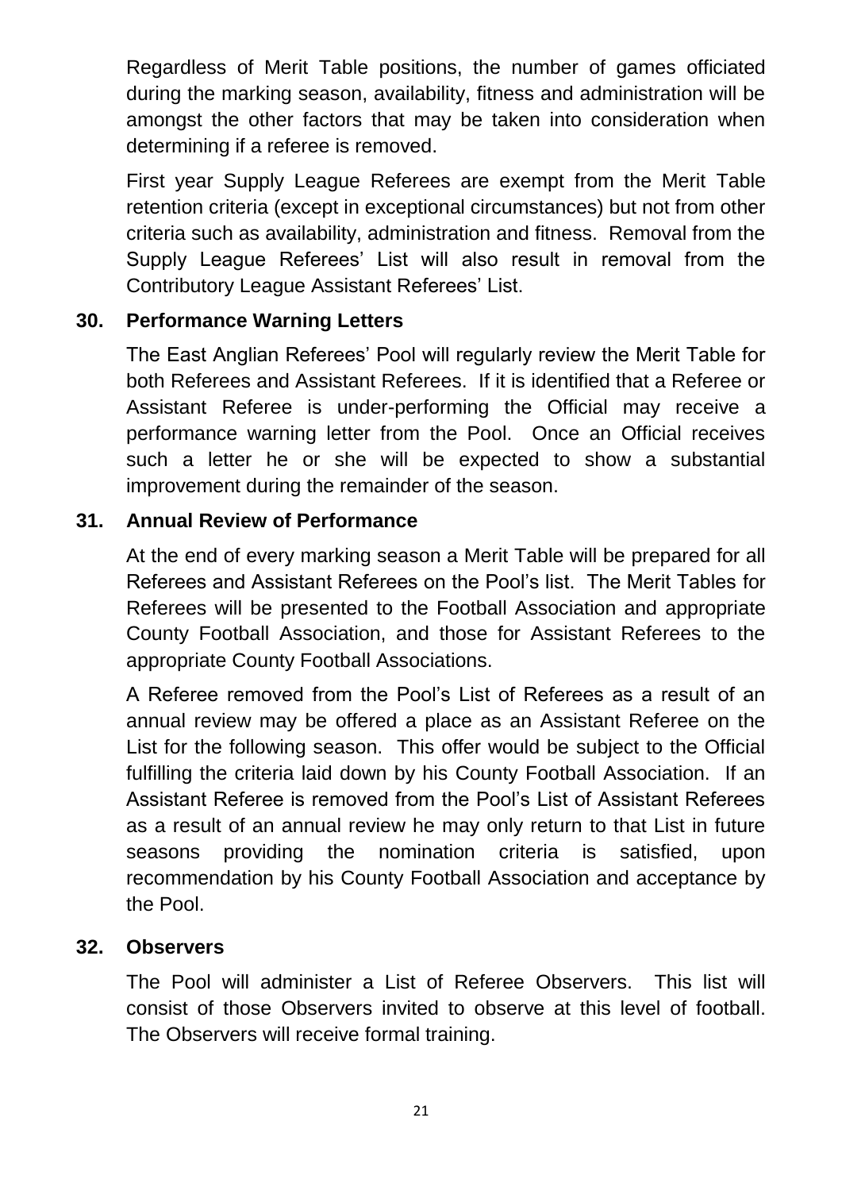Regardless of Merit Table positions, the number of games officiated during the marking season, availability, fitness and administration will be amongst the other factors that may be taken into consideration when determining if a referee is removed.

First year Supply League Referees are exempt from the Merit Table retention criteria (except in exceptional circumstances) but not from other criteria such as availability, administration and fitness. Removal from the Supply League Referees' List will also result in removal from the Contributory League Assistant Referees' List.

## 30. Performance Warning Letters

The East Anglian Referees' Pool will regularly review the Merit Table for both Referees and Assistant Referees. If it is identified that a Referee or Assistant Referee is under-performing the Official may receive a performance warning letter from the Pool. Once an Official receives such a letter he or she will be expected to show a substantial improvement during the remainder of the season.

## 31. Annual Review of Performance

At the end of every marking season a Merit Table will be prepared for all Referees and Assistant Referees on the Pool's list. The Merit Tables for Referees will be presented to the Football Association and appropriate County Football Association, and those for Assistant Referees to the appropriate County Football Associations.

A Referee removed from the Pool's List of Referees as a result of an annual review may be offered a place as an Assistant Referee on the List for the following season. This offer would be subject to the Official fulfilling the criteria laid down by his County Football Association. If an Assistant Referee is removed from the Pool's List of Assistant Referees as a result of an annual review he may only return to that List in future seasons providing the nomination criteria is satisfied, upon recommendation by his County Football Association and acceptance by the Pool.

## 32. Observers

The Pool will administer a List of Referee Observers. This list will consist of those Observers invited to observe at this level of football. The Observers will receive formal training.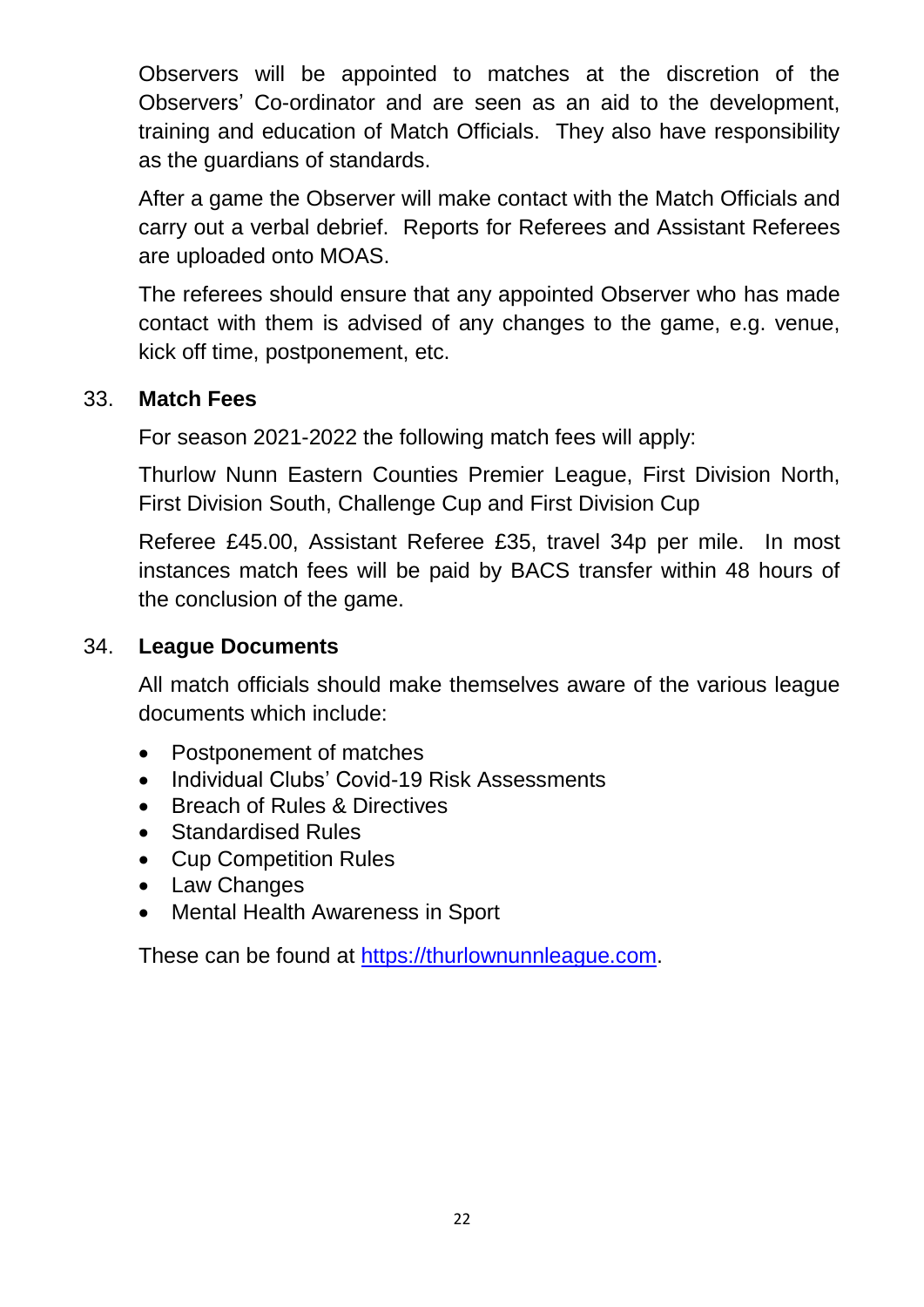Observers will be appointed to matches at the discretion of the Observers' Co-ordinator and are seen as an aid to the development, training and education of Match Officials. They also have responsibility as the guardians of standards.

After a game the Observer will make contact with the Match Officials and carry out a verbal debrief. Reports for Referees and Assistant Referees are uploaded onto MOAS.

The referees should ensure that any appointed Observer who has made contact with them is advised of any changes to the game, e.g. venue, kick off time, postponement, etc.

## 33. Match Fees

For season 2021-2022 the following match fees will apply:

Thurlow Nunn Eastern Counties Premier League, First Division North, First Division South, Challenge Cup and First Division Cup

Referee £45.00, Assistant Referee £35, travel 34p per mile. In most instances match fees will be paid by BACS transfer within 48 hours of the conclusion of the game.

## 34. League Documents

All match officials should make themselves aware of the various league documents which include:

- Postponement of matches
- Individual Clubs' Covid-19 Risk Assessments
- Breach of Rules & Directives
- Standardised Rules
- Cup Competition Rules
- Law Changes
- Mental Health Awareness in Sport

These can be found at [https://thurlownunnleague.com](https://thurlownunnleague.com).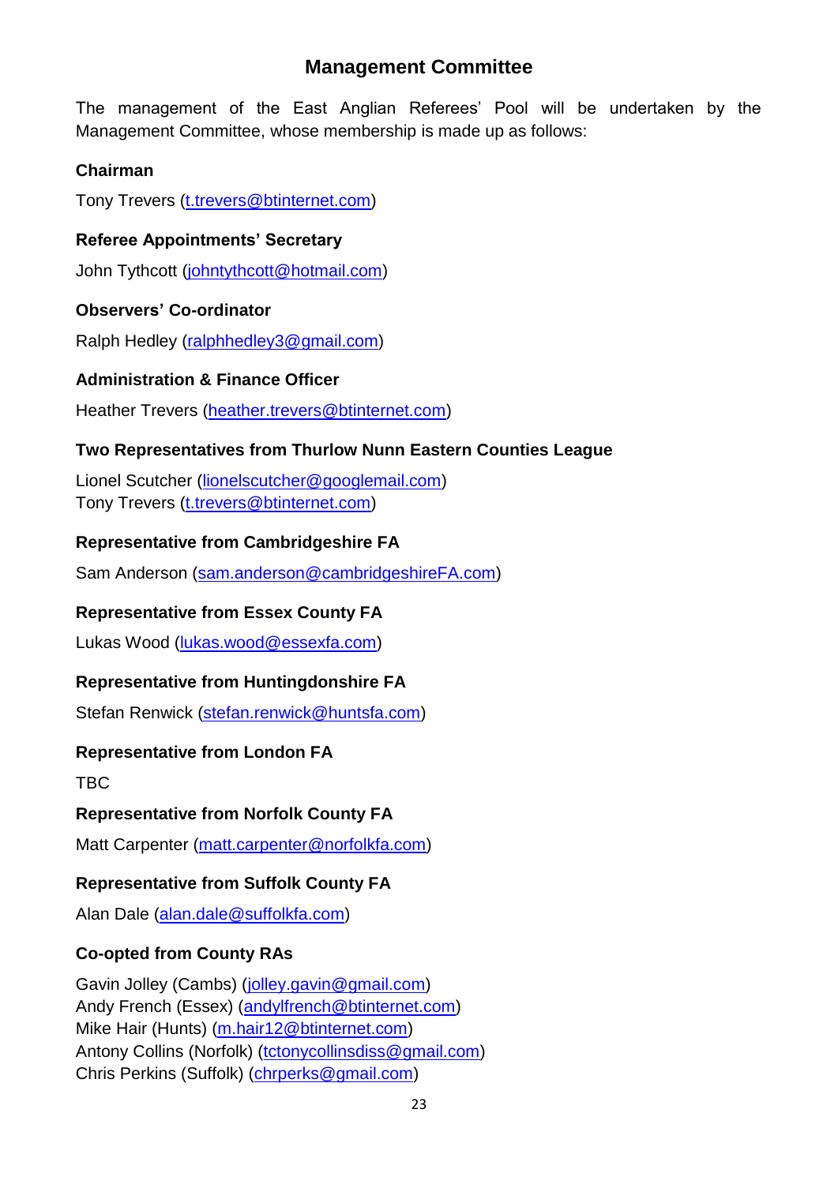## Management Committee

The management of the East Anglian Referees' Pool will be undertaken by the Management Committee, whose membership is made up as follows:

**Chairman**

Tony Trevers (t.trevers@btinternet.com)

**Referee Appointments' Secretary**

John Tythcott (johntythcott@hotmail.com)

**Observers' Co-ordinator**

Ralph Hedley (ralphhedley3@gmail.com)

**Administration & Finance Officer**

Heather Trevers (heather.trevers@btinternet.com)

**Two Representatives from Thurlow Nunn Eastern Counties League**

Lionel Scutcher (lionelscutcher@googlemail.com)
Tony Trevers (t.trevers@btinternet.com)

**Representative from Cambridgeshire FA**

Sam Anderson (sam.anderson@cambridgeshireFA.com)

**Representative from Essex County FA**

Lukas Wood (lukas.wood@essexfa.com)

**Representative from Huntingdonshire FA**

Stefan Renwick (stefan.renwick@huntsfa.com)

**Representative from London FA**

TBC

**Representative from Norfolk County FA**

Matt Carpenter (matt.carpenter@norfolkfa.com)

**Representative from Suffolk County FA**

Alan Dale (alan.dale@suffolkfa.com)

**Co-opted from County RAs**

Gavin Jolley (Cambs) (jolley.gavin@gmail.com)
Andy French (Essex) (andylfrench@btinternet.com)
Mike Hair (Hunts) (m.hair12@btinternet.com)
Antony Collins (Norfolk) (tctonycollinsdiss@gmail.com)
Chris Perkins (Suffolk) (chrperks@gmail.com)